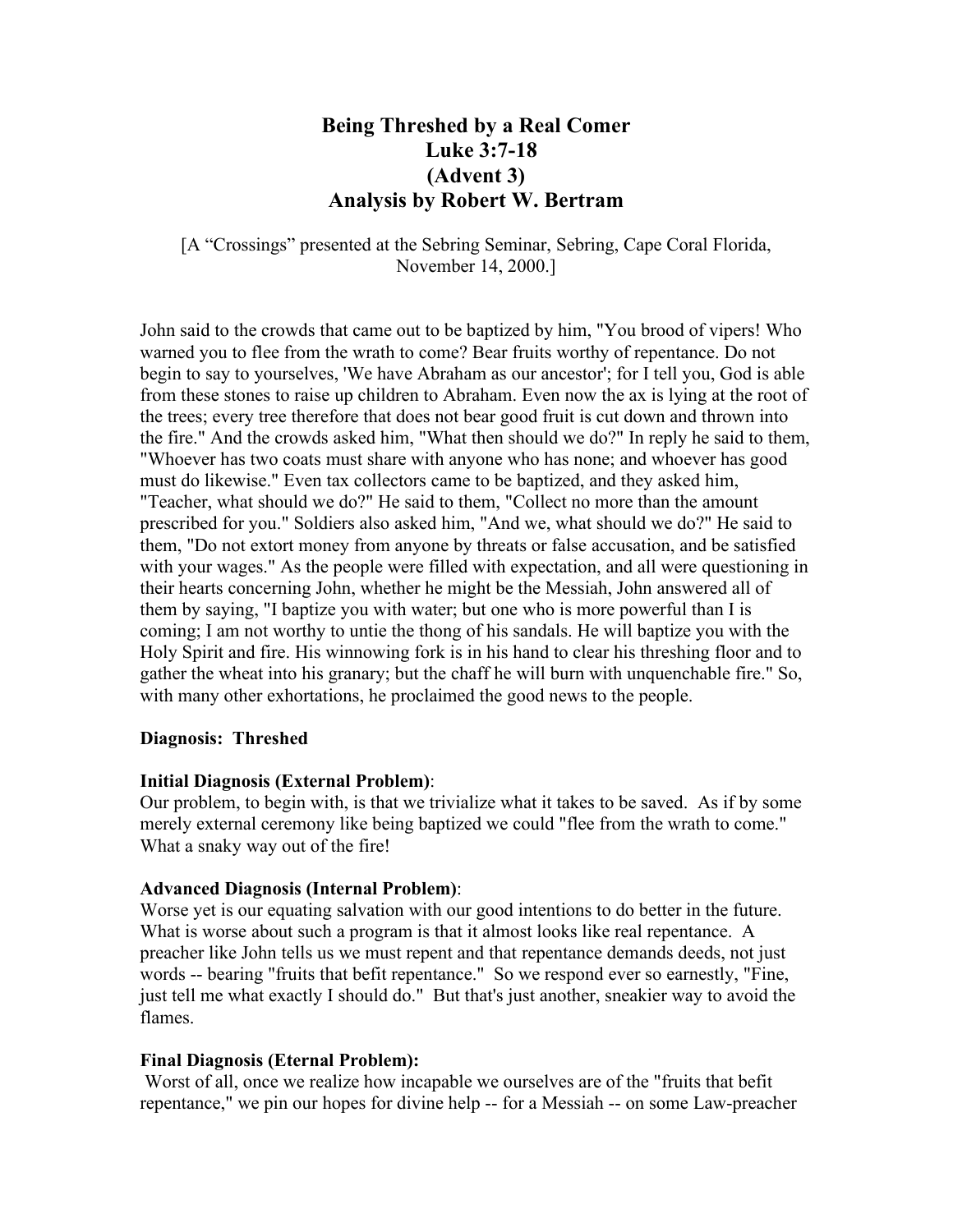# Being Threshed by a Real Comer
# Luke 3:7-18
# (Advent 3)
# Analysis by Robert W. Bertram

[A "Crossings" presented at the Sebring Seminar, Sebring, Cape Coral Florida, November 14, 2000.]

John said to the crowds that came out to be baptized by him, "You brood of vipers! Who warned you to flee from the wrath to come? Bear fruits worthy of repentance. Do not begin to say to yourselves, 'We have Abraham as our ancestor'; for I tell you, God is able from these stones to raise up children to Abraham. Even now the ax is lying at the root of the trees; every tree therefore that does not bear good fruit is cut down and thrown into the fire." And the crowds asked him, "What then should we do?" In reply he said to them, "Whoever has two coats must share with anyone who has none; and whoever has good must do likewise." Even tax collectors came to be baptized, and they asked him, "Teacher, what should we do?" He said to them, "Collect no more than the amount prescribed for you." Soldiers also asked him, "And we, what should we do?" He said to them, "Do not extort money from anyone by threats or false accusation, and be satisfied with your wages." As the people were filled with expectation, and all were questioning in their hearts concerning John, whether he might be the Messiah, John answered all of them by saying, "I baptize you with water; but one who is more powerful than I is coming; I am not worthy to untie the thong of his sandals. He will baptize you with the Holy Spirit and fire. His winnowing fork is in his hand to clear his threshing floor and to gather the wheat into his granary; but the chaff he will burn with unquenchable fire." So, with many other exhortations, he proclaimed the good news to the people.

**Diagnosis: Threshed**

**Initial Diagnosis (External Problem)**:
Our problem, to begin with, is that we trivialize what it takes to be saved. As if by some merely external ceremony like being baptized we could "flee from the wrath to come." What a snaky way out of the fire!

**Advanced Diagnosis (Internal Problem)**:
Worse yet is our equating salvation with our good intentions to do better in the future. What is worse about such a program is that it almost looks like real repentance. A preacher like John tells us we must repent and that repentance demands deeds, not just words -- bearing "fruits that befit repentance." So we respond ever so earnestly, "Fine, just tell me what exactly I should do." But that's just another, sneakier way to avoid the flames.

**Final Diagnosis (Eternal Problem):**
Worst of all, once we realize how incapable we ourselves are of the "fruits that befit repentance," we pin our hopes for divine help -- for a Messiah -- on some Law-preacher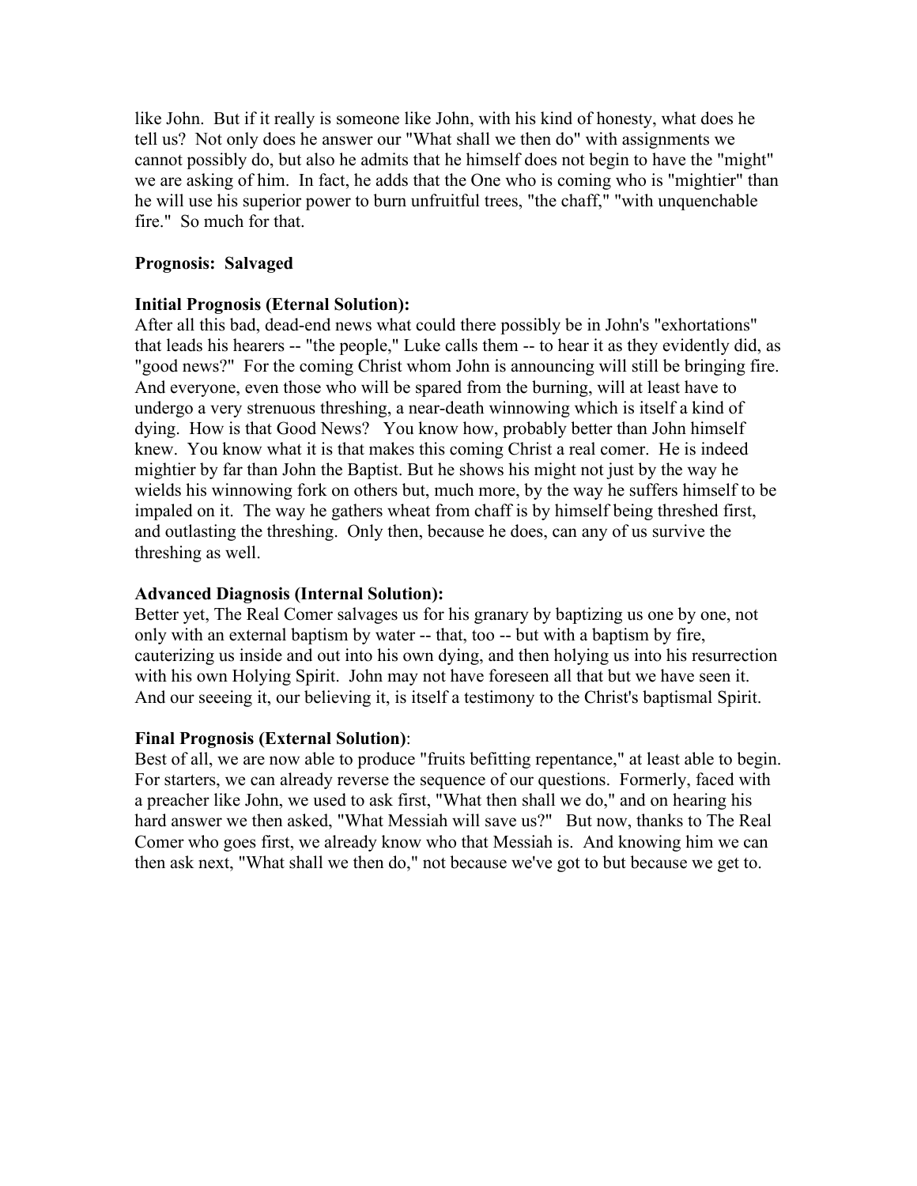like John. But if it really is someone like John, with his kind of honesty, what does he tell us? Not only does he answer our "What shall we then do" with assignments we cannot possibly do, but also he admits that he himself does not begin to have the "might" we are asking of him. In fact, he adds that the One who is coming who is "mightier" than he will use his superior power to burn unfruitful trees, "the chaff," "with unquenchable fire." So much for that.

**Prognosis: Salvaged**

**Initial Prognosis (Eternal Solution):**
After all this bad, dead-end news what could there possibly be in John's "exhortations" that leads his hearers -- "the people," Luke calls them -- to hear it as they evidently did, as "good news?" For the coming Christ whom John is announcing will still be bringing fire. And everyone, even those who will be spared from the burning, will at least have to undergo a very strenuous threshing, a near-death winnowing which is itself a kind of dying. How is that Good News? You know how, probably better than John himself knew. You know what it is that makes this coming Christ a real comer. He is indeed mightier by far than John the Baptist. But he shows his might not just by the way he wields his winnowing fork on others but, much more, by the way he suffers himself to be impaled on it. The way he gathers wheat from chaff is by himself being threshed first, and outlasting the threshing. Only then, because he does, can any of us survive the threshing as well.

**Advanced Diagnosis (Internal Solution):**
Better yet, The Real Comer salvages us for his granary by baptizing us one by one, not only with an external baptism by water -- that, too -- but with a baptism by fire, cauterizing us inside and out into his own dying, and then holying us into his resurrection with his own Holying Spirit. John may not have foreseen all that but we have seen it. And our seeeing it, our believing it, is itself a testimony to the Christ's baptismal Spirit.

**Final Prognosis (External Solution)**:
Best of all, we are now able to produce "fruits befitting repentance," at least able to begin. For starters, we can already reverse the sequence of our questions. Formerly, faced with a preacher like John, we used to ask first, "What then shall we do," and on hearing his hard answer we then asked, "What Messiah will save us?" But now, thanks to The Real Comer who goes first, we already know who that Messiah is. And knowing him we can then ask next, "What shall we then do," not because we've got to but because we get to.